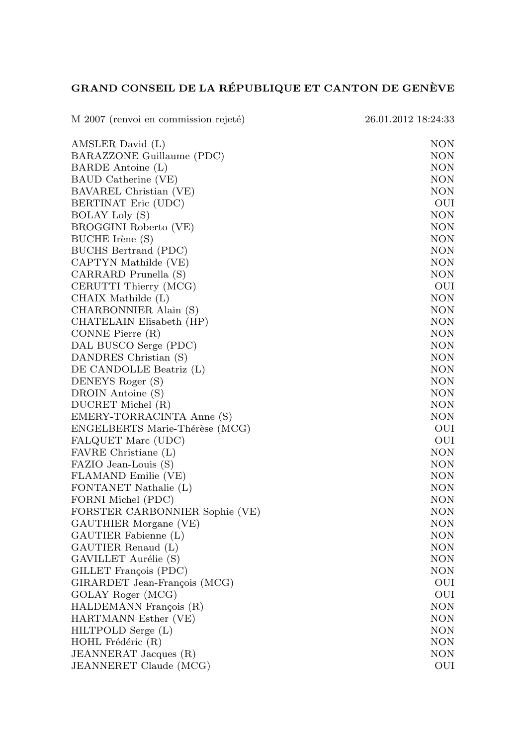**GRAND CONSEIL DE LA RÉPUBLIQUE ET CANTON DE GENÈVE**

M 2007 (renvoi en commission rejeté) 26.01.2012 18:24:33

| | |
|---|---|
| AMSLER David (L) | NON |
| BARAZZONE Guillaume (PDC) | NON |
| BARDE Antoine (L) | NON |
| BAUD Catherine (VE) | NON |
| BAVAREL Christian (VE) | NON |
| BERTINAT Eric (UDC) | OUI |
| BOLAY Loly (S) | NON |
| BROGGINI Roberto (VE) | NON |
| BUCHE Irène (S) | NON |
| BUCHS Bertrand (PDC) | NON |
| CAPTYN Mathilde (VE) | NON |
| CARRARD Prunella (S) | NON |
| CERUTTI Thierry (MCG) | OUI |
| CHAIX Mathilde (L) | NON |
| CHARBONNIER Alain (S) | NON |
| CHATELAIN Elisabeth (HP) | NON |
| CONNE Pierre (R) | NON |
| DAL BUSCO Serge (PDC) | NON |
| DANDRES Christian (S) | NON |
| DE CANDOLLE Beatriz (L) | NON |
| DENEYS Roger (S) | NON |
| DROIN Antoine (S) | NON |
| DUCRET Michel (R) | NON |
| EMERY-TORRACINTA Anne (S) | NON |
| ENGELBERTS Marie-Thérèse (MCG) | OUI |
| FALQUET Marc (UDC) | OUI |
| FAVRE Christiane (L) | NON |
| FAZIO Jean-Louis (S) | NON |
| FLAMAND Emilie (VE) | NON |
| FONTANET Nathalie (L) | NON |
| FORNI Michel (PDC) | NON |
| FORSTER CARBONNIER Sophie (VE) | NON |
| GAUTHIER Morgane (VE) | NON |
| GAUTIER Fabienne (L) | NON |
| GAUTIER Renaud (L) | NON |
| GAVILLET Aurélie (S) | NON |
| GILLET François (PDC) | NON |
| GIRARDET Jean-François (MCG) | OUI |
| GOLAY Roger (MCG) | OUI |
| HALDEMANN François (R) | NON |
| HARTMANN Esther (VE) | NON |
| HILTPOLD Serge (L) | NON |
| HOHL Frédéric (R) | NON |
| JEANNERAT Jacques (R) | NON |
| JEANNERET Claude (MCG) | OUI |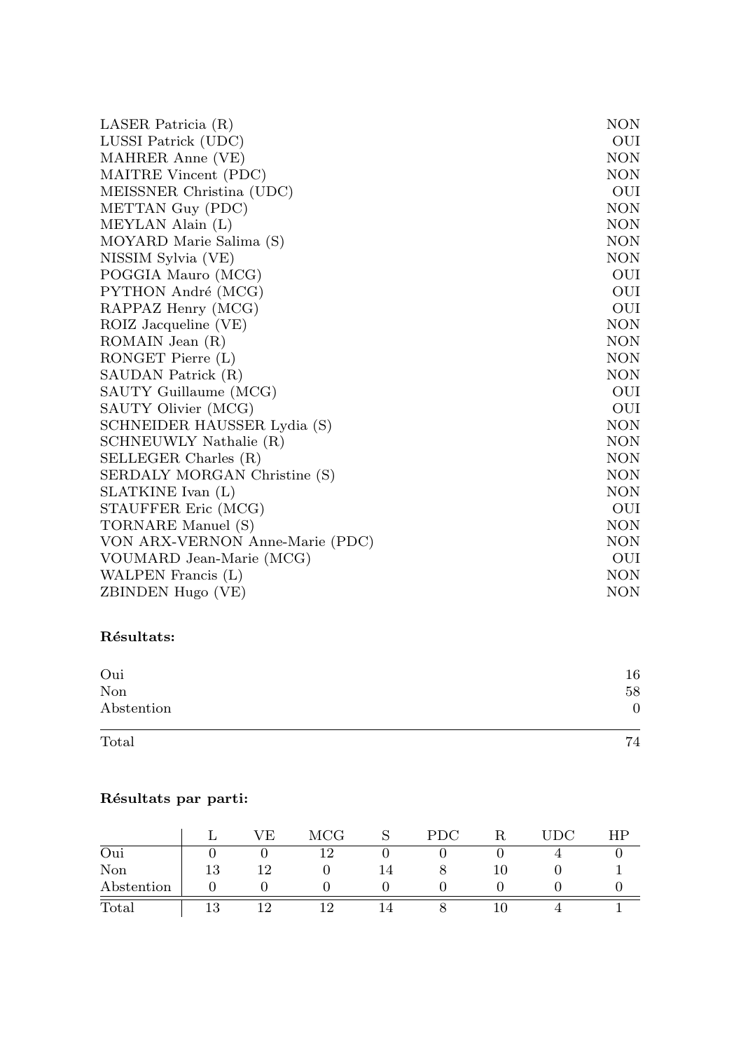| | |
|---|---|
| LASER Patricia (R) | NON |
| LUSSI Patrick (UDC) | OUI |
| MAHRER Anne (VE) | NON |
| MAITRE Vincent (PDC) | NON |
| MEISSNER Christina (UDC) | OUI |
| METTAN Guy (PDC) | NON |
| MEYLAN Alain (L) | NON |
| MOYARD Marie Salima (S) | NON |
| NISSIM Sylvia (VE) | NON |
| POGGIA Mauro (MCG) | OUI |
| PYTHON André (MCG) | OUI |
| RAPPAZ Henry (MCG) | OUI |
| ROIZ Jacqueline (VE) | NON |
| ROMAIN Jean (R) | NON |
| RONGET Pierre (L) | NON |
| SAUDAN Patrick (R) | NON |
| SAUTY Guillaume (MCG) | OUI |
| SAUTY Olivier (MCG) | OUI |
| SCHNEIDER HAUSSER Lydia (S) | NON |
| SCHNEUWLY Nathalie (R) | NON |
| SELLEGER Charles (R) | NON |
| SERDALY MORGAN Christine (S) | NON |
| SLATKINE Ivan (L) | NON |
| STAUFFER Eric (MCG) | OUI |
| TORNARE Manuel (S) | NON |
| VON ARX-VERNON Anne-Marie (PDC) | NON |
| VOUMARD Jean-Marie (MCG) | OUI |
| WALPEN Francis (L) | NON |
| ZBINDEN Hugo (VE) | NON |

**Résultats:**

| | |
|---|---|
| Oui | 16 |
| Non | 58 |
| Abstention | 0 |
| Total | 74 |

**Résultats par parti:**

| | L | VE | MCG | S | PDC | R | UDC | HP |
|---|---|---|---|---|---|---|---|---|
| Oui | 0 | 0 | 12 | 0 | 0 | 0 | 4 | 0 |
| Non | 13 | 12 | 0 | 14 | 8 | 10 | 0 | 1 |
| Abstention | 0 | 0 | 0 | 0 | 0 | 0 | 0 | 0 |
| Total | 13 | 12 | 12 | 14 | 8 | 10 | 4 | 1 |